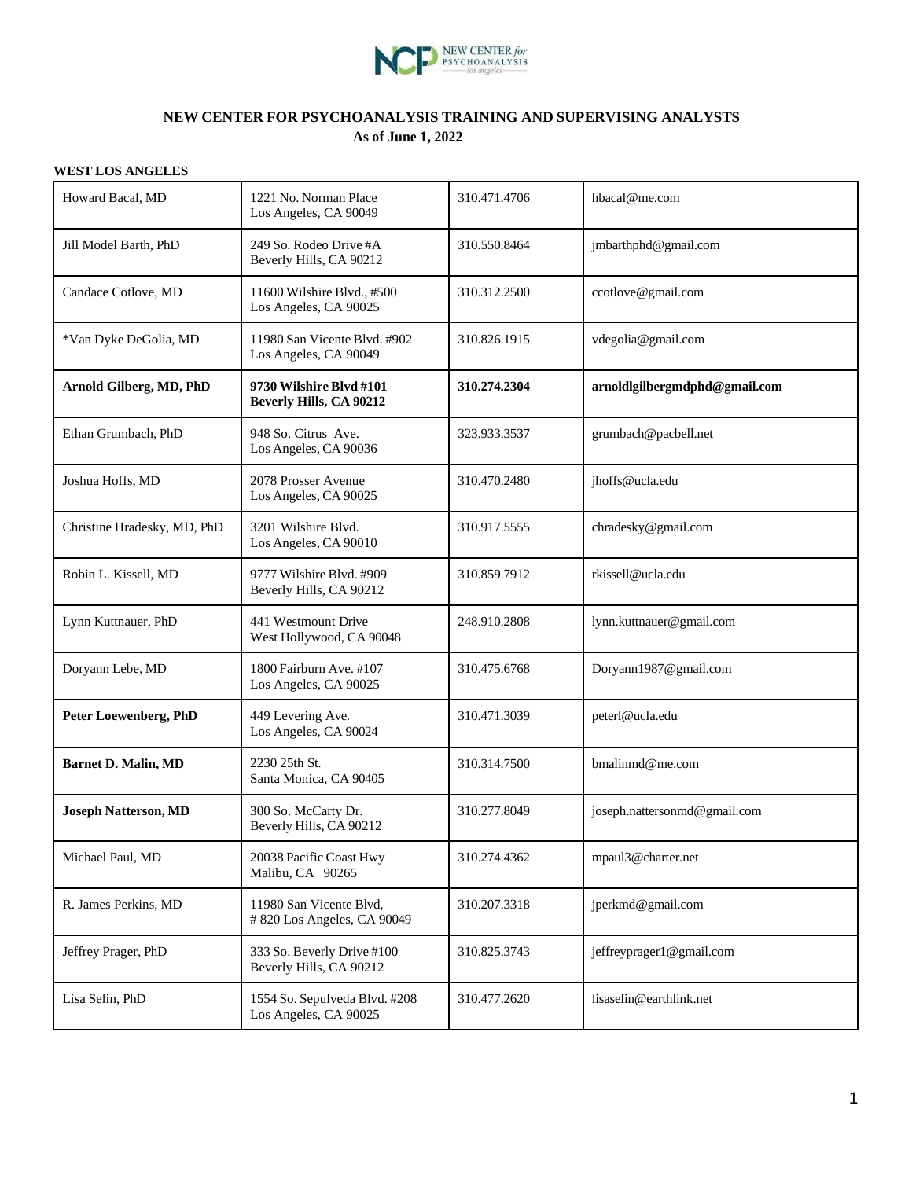## NEW CENTER FOR PSYCHOANALYSIS TRAINING AND SUPERVISING ANALYSTS

**As of June 1, 2022**

**WEST LOS ANGELES**

| Name | Address | Phone | Email |
|---|---|---|---|
| Howard Bacal, MD | 1221 No. Norman Place<br>Los Angeles, CA 90049 | 310.471.4706 | hbacal@me.com |
| Jill Model Barth, PhD | 249 So. Rodeo Drive #A<br>Beverly Hills, CA 90212 | 310.550.8464 | jmbarthphd@gmail.com |
| Candace Cotlove, MD | 11600 Wilshire Blvd., #500<br>Los Angeles, CA 90025 | 310.312.2500 | ccotlove@gmail.com |
| *Van Dyke DeGolia, MD | 11980 San Vicente Blvd. #902<br>Los Angeles, CA 90049 | 310.826.1915 | vdegolia@gmail.com |
| **Arnold Gilberg, MD, PhD** | **9730 Wilshire Blvd #101<br>Beverly Hills, CA 90212** | **310.274.2304** | **arnoldlgilbergmdphd@gmail.com** |
| Ethan Grumbach, PhD | 948 So. Citrus Ave.<br>Los Angeles, CA 90036 | 323.933.3537 | grumbach@pacbell.net |
| Joshua Hoffs, MD | 2078 Prosser Avenue<br>Los Angeles, CA 90025 | 310.470.2480 | jhoffs@ucla.edu |
| Christine Hradesky, MD, PhD | 3201 Wilshire Blvd.<br>Los Angeles, CA 90010 | 310.917.5555 | chradesky@gmail.com |
| Robin L. Kissell, MD | 9777 Wilshire Blvd. #909<br>Beverly Hills, CA 90212 | 310.859.7912 | rkissell@ucla.edu |
| Lynn Kuttnauer, PhD | 441 Westmount Drive<br>West Hollywood, CA 90048 | 248.910.2808 | lynn.kuttnauer@gmail.com |
| Doryann Lebe, MD | 1800 Fairburn Ave. #107<br>Los Angeles, CA 90025 | 310.475.6768 | Doryann1987@gmail.com |
| **Peter Loewenberg, PhD** | 449 Levering Ave.<br>Los Angeles, CA 90024 | 310.471.3039 | peterl@ucla.edu |
| **Barnet D. Malin, MD** | 2230 25th St.<br>Santa Monica, CA 90405 | 310.314.7500 | bmalinmd@me.com |
| **Joseph Natterson, MD** | 300 So. McCarty Dr.<br>Beverly Hills, CA 90212 | 310.277.8049 | joseph.nattersonmd@gmail.com |
| Michael Paul, MD | 20038 Pacific Coast Hwy<br>Malibu, CA 90265 | 310.274.4362 | mpaul3@charter.net |
| R. James Perkins, MD | 11980 San Vicente Blvd,<br># 820 Los Angeles, CA 90049 | 310.207.3318 | jperkmd@gmail.com |
| Jeffrey Prager, PhD | 333 So. Beverly Drive #100<br>Beverly Hills, CA 90212 | 310.825.3743 | jeffreyprager1@gmail.com |
| Lisa Selin, PhD | 1554 So. Sepulveda Blvd. #208<br>Los Angeles, CA 90025 | 310.477.2620 | lisaselin@earthlink.net |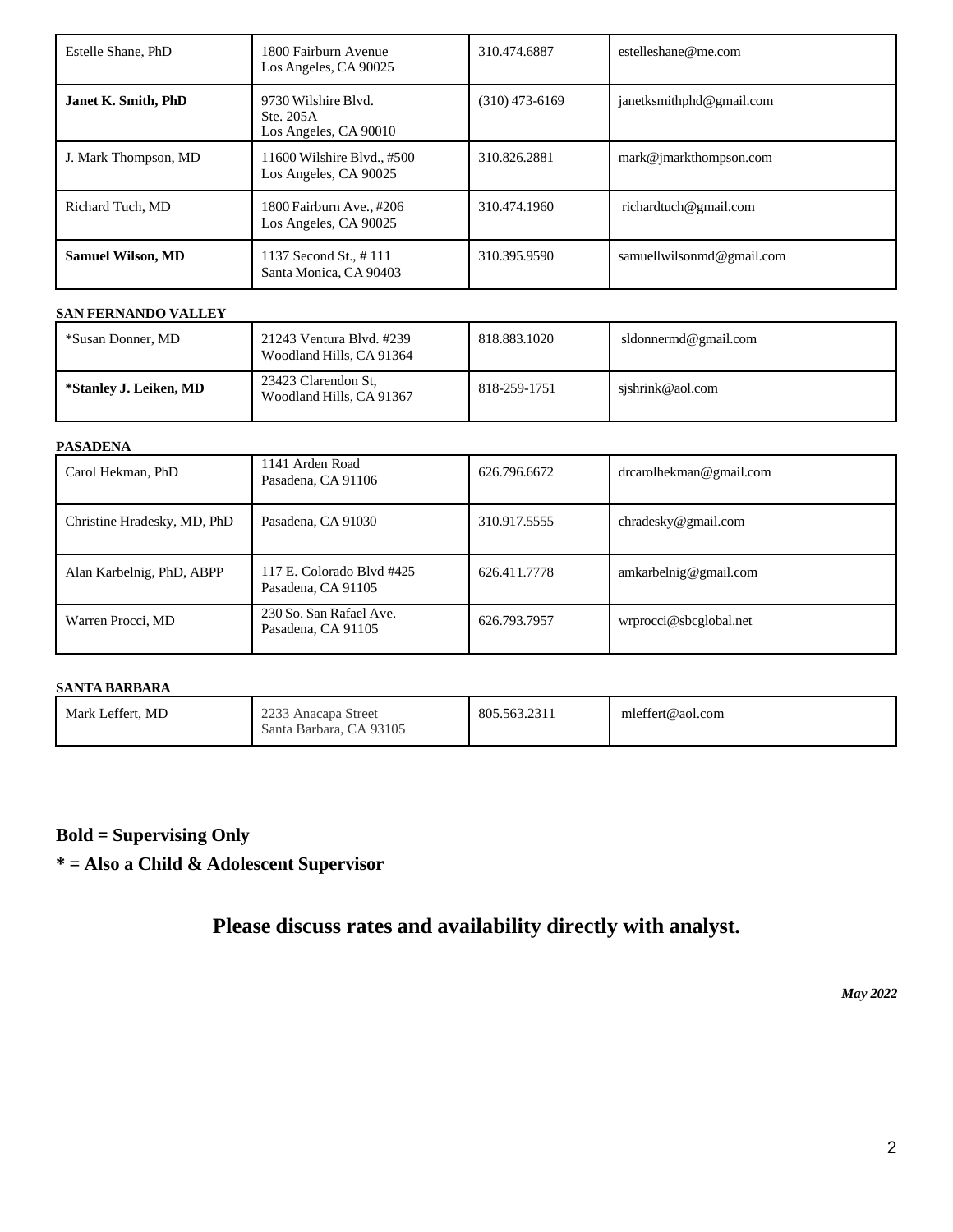| | | | |
|---|---|---|---|
| Estelle Shane, PhD | 1800 Fairburn Avenue<br>Los Angeles, CA 90025 | 310.474.6887 | estelleshane@me.com |
| **Janet K. Smith, PhD** | 9730 Wilshire Blvd.<br>Ste. 205A<br>Los Angeles, CA 90010 | (310) 473-6169 | janetksmithphd@gmail.com |
| J. Mark Thompson, MD | 11600 Wilshire Blvd., #500<br>Los Angeles, CA 90025 | 310.826.2881 | mark@jmarkthompson.com |
| Richard Tuch, MD | 1800 Fairburn Ave., #206<br>Los Angeles, CA 90025 | 310.474.1960 | richardtuch@gmail.com |
| **Samuel Wilson, MD** | 1137 Second St., # 111<br>Santa Monica, CA 90403 | 310.395.9590 | samuellwilsonmd@gmail.com |

**SAN FERNANDO VALLEY**

| | | | |
|---|---|---|---|
| *Susan Donner, MD | 21243 Ventura Blvd. #239<br>Woodland Hills, CA 91364 | 818.883.1020 | sldonnermd@gmail.com |
| **\*Stanley J. Leiken, MD** | 23423 Clarendon St,<br>Woodland Hills, CA 91367 | 818-259-1751 | sjshrink@aol.com |

**PASADENA**

| | | | |
|---|---|---|---|
| Carol Hekman, PhD | 1141 Arden Road<br>Pasadena, CA 91106 | 626.796.6672 | drcarolhekman@gmail.com |
| Christine Hradesky, MD, PhD | Pasadena, CA 91030 | 310.917.5555 | chradesky@gmail.com |
| Alan Karbelnig, PhD, ABPP | 117 E. Colorado Blvd #425<br>Pasadena, CA 91105 | 626.411.7778 | amkarbelnig@gmail.com |
| Warren Procci, MD | 230 So. San Rafael Ave.<br>Pasadena, CA 91105 | 626.793.7957 | wrprocci@sbcglobal.net |

**SANTA BARBARA**

| | | | |
|---|---|---|---|
| Mark Leffert, MD | 2233 Anacapa Street<br>Santa Barbara, CA 93105 | 805.563.2311 | mleffert@aol.com |

**Bold = Supervising Only**

**\* = Also a Child & Adolescent Supervisor**

**Please discuss rates and availability directly with analyst.**

***May 2022***